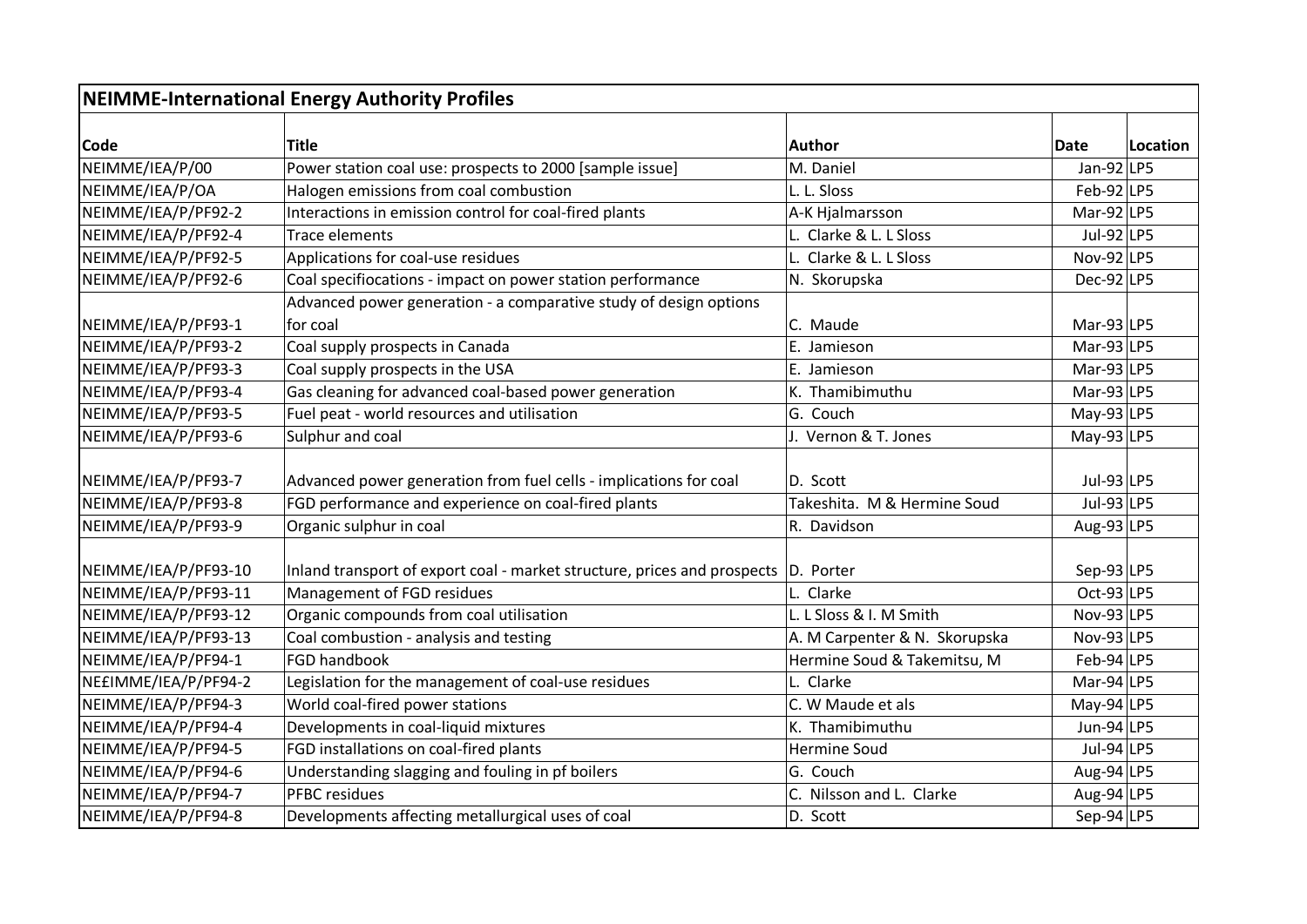## NEIMME-International Energy Authority Profiles

| Code | Title | Author | Date | Location |
|---|---|---|---|---|
| NEIMME/IEA/P/00 | Power station coal use: prospects to 2000 [sample issue] | M. Daniel | Jan-92 | LP5 |
| NEIMME/IEA/P/OA | Halogen emissions from coal combustion | L. L. Sloss | Feb-92 | LP5 |
| NEIMME/IEA/P/PF92-2 | Interactions in emission control for coal-fired plants | A-K Hjalmarsson | Mar-92 | LP5 |
| NEIMME/IEA/P/PF92-4 | Trace elements | L. Clarke & L. L Sloss | Jul-92 | LP5 |
| NEIMME/IEA/P/PF92-5 | Applications for coal-use residues | L. Clarke & L. L Sloss | Nov-92 | LP5 |
| NEIMME/IEA/P/PF92-6 | Coal specifiocations - impact on power station performance | N. Skorupska | Dec-92 | LP5 |
| NEIMME/IEA/P/PF93-1 | Advanced power generation - a comparative study of design options for coal | C. Maude | Mar-93 | LP5 |
| NEIMME/IEA/P/PF93-2 | Coal supply prospects in Canada | E. Jamieson | Mar-93 | LP5 |
| NEIMME/IEA/P/PF93-3 | Coal supply prospects in the USA | E. Jamieson | Mar-93 | LP5 |
| NEIMME/IEA/P/PF93-4 | Gas cleaning for advanced coal-based power generation | K. Thamibimuthu | Mar-93 | LP5 |
| NEIMME/IEA/P/PF93-5 | Fuel peat - world resources and utilisation | G. Couch | May-93 | LP5 |
| NEIMME/IEA/P/PF93-6 | Sulphur and coal | J. Vernon & T. Jones | May-93 | LP5 |
| NEIMME/IEA/P/PF93-7 | Advanced power generation from fuel cells - implications for coal | D. Scott | Jul-93 | LP5 |
| NEIMME/IEA/P/PF93-8 | FGD performance and experience on coal-fired plants | Takeshita. M & Hermine Soud | Jul-93 | LP5 |
| NEIMME/IEA/P/PF93-9 | Organic sulphur in coal | R. Davidson | Aug-93 | LP5 |
| NEIMME/IEA/P/PF93-10 | Inland transport of export coal - market structure, prices and prospects | D. Porter | Sep-93 | LP5 |
| NEIMME/IEA/P/PF93-11 | Management of FGD residues | L. Clarke | Oct-93 | LP5 |
| NEIMME/IEA/P/PF93-12 | Organic compounds from coal utilisation | L. L Sloss & I. M Smith | Nov-93 | LP5 |
| NEIMME/IEA/P/PF93-13 | Coal combustion - analysis and testing | A. M Carpenter & N. Skorupska | Nov-93 | LP5 |
| NEIMME/IEA/P/PF94-1 | FGD handbook | Hermine Soud & Takemitsu, M | Feb-94 | LP5 |
| NE£IMME/IEA/P/PF94-2 | Legislation for the management of coal-use residues | L. Clarke | Mar-94 | LP5 |
| NEIMME/IEA/P/PF94-3 | World coal-fired power stations | C. W Maude et als | May-94 | LP5 |
| NEIMME/IEA/P/PF94-4 | Developments in coal-liquid mixtures | K. Thamibimuthu | Jun-94 | LP5 |
| NEIMME/IEA/P/PF94-5 | FGD installations on coal-fired plants | Hermine Soud | Jul-94 | LP5 |
| NEIMME/IEA/P/PF94-6 | Understanding slagging and fouling in pf boilers | G. Couch | Aug-94 | LP5 |
| NEIMME/IEA/P/PF94-7 | PFBC residues | C. Nilsson and L. Clarke | Aug-94 | LP5 |
| NEIMME/IEA/P/PF94-8 | Developments affecting metallurgical uses of coal | D. Scott | Sep-94 | LP5 |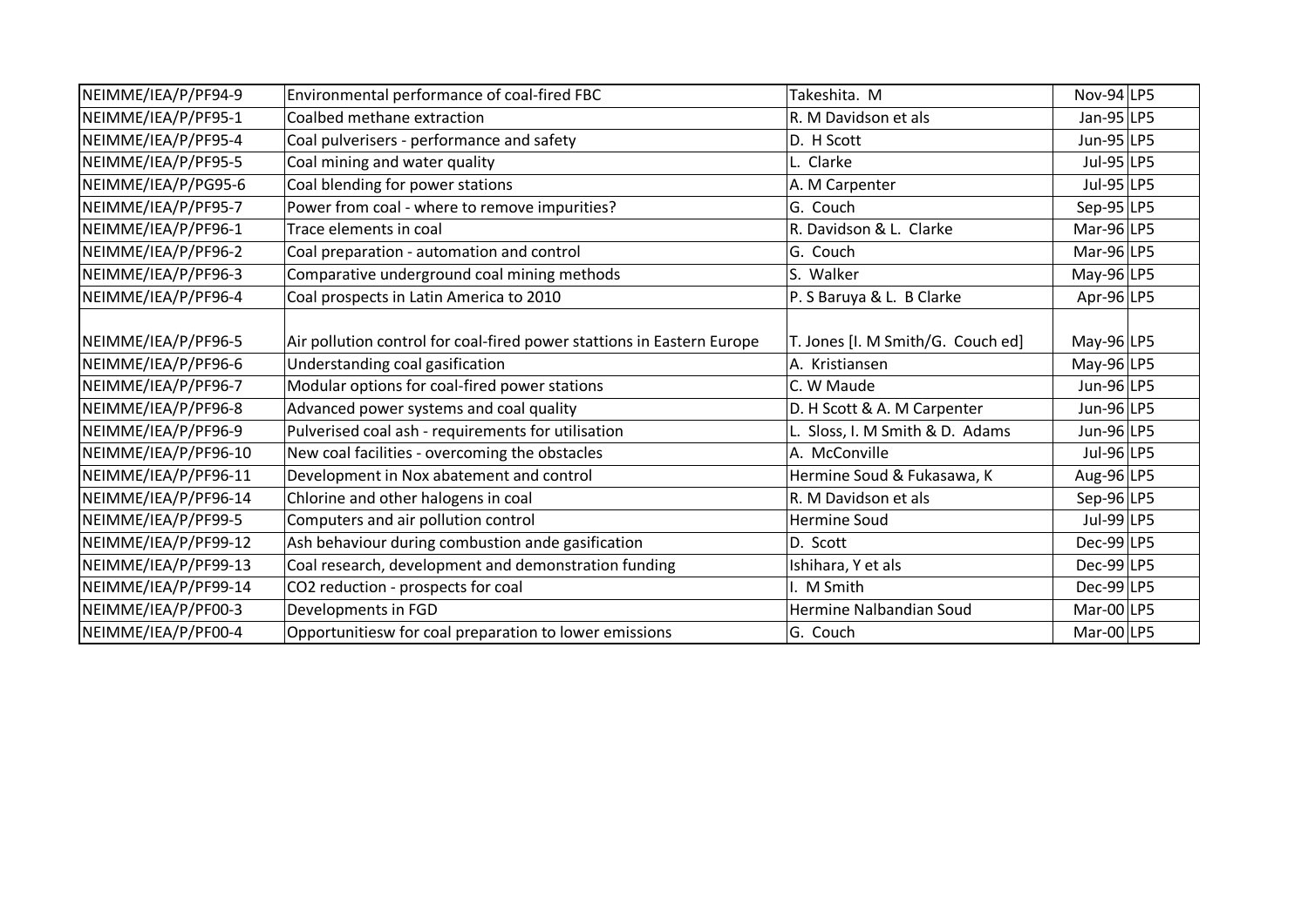| | | | | |
|---|---|---|---|---|
| NEIMME/IEA/P/PF94-9 | Environmental performance of coal-fired FBC | Takeshita. M | Nov-94 | LP5 |
| NEIMME/IEA/P/PF95-1 | Coalbed methane extraction | R. M Davidson et als | Jan-95 | LP5 |
| NEIMME/IEA/P/PF95-4 | Coal pulverisers - performance and safety | D. H Scott | Jun-95 | LP5 |
| NEIMME/IEA/P/PF95-5 | Coal mining and water quality | L. Clarke | Jul-95 | LP5 |
| NEIMME/IEA/P/PG95-6 | Coal blending for power stations | A. M Carpenter | Jul-95 | LP5 |
| NEIMME/IEA/P/PF95-7 | Power from coal - where to remove impurities? | G. Couch | Sep-95 | LP5 |
| NEIMME/IEA/P/PF96-1 | Trace elements in coal | R. Davidson & L. Clarke | Mar-96 | LP5 |
| NEIMME/IEA/P/PF96-2 | Coal preparation - automation and control | G. Couch | Mar-96 | LP5 |
| NEIMME/IEA/P/PF96-3 | Comparative underground coal mining methods | S. Walker | May-96 | LP5 |
| NEIMME/IEA/P/PF96-4 | Coal prospects in Latin America to 2010 | P. S Baruya & L. B Clarke | Apr-96 | LP5 |
| NEIMME/IEA/P/PF96-5 | Air pollution control for coal-fired power stattions in Eastern Europe | T. Jones [I. M Smith/G. Couch ed] | May-96 | LP5 |
| NEIMME/IEA/P/PF96-6 | Understanding coal gasification | A. Kristiansen | May-96 | LP5 |
| NEIMME/IEA/P/PF96-7 | Modular options for coal-fired power stations | C. W Maude | Jun-96 | LP5 |
| NEIMME/IEA/P/PF96-8 | Advanced power systems and coal quality | D. H Scott & A. M Carpenter | Jun-96 | LP5 |
| NEIMME/IEA/P/PF96-9 | Pulverised coal ash - requirements for utilisation | L. Sloss, I. M Smith & D. Adams | Jun-96 | LP5 |
| NEIMME/IEA/P/PF96-10 | New coal facilities - overcoming the obstacles | A. McConville | Jul-96 | LP5 |
| NEIMME/IEA/P/PF96-11 | Development in Nox abatement and control | Hermine Soud & Fukasawa, K | Aug-96 | LP5 |
| NEIMME/IEA/P/PF96-14 | Chlorine and other halogens in coal | R. M Davidson et als | Sep-96 | LP5 |
| NEIMME/IEA/P/PF99-5 | Computers and air pollution control | Hermine Soud | Jul-99 | LP5 |
| NEIMME/IEA/P/PF99-12 | Ash behaviour during combustion ande gasification | D. Scott | Dec-99 | LP5 |
| NEIMME/IEA/P/PF99-13 | Coal research, development and demonstration funding | Ishihara, Y et als | Dec-99 | LP5 |
| NEIMME/IEA/P/PF99-14 | CO2 reduction - prospects for coal | I. M Smith | Dec-99 | LP5 |
| NEIMME/IEA/P/PF00-3 | Developments in FGD | Hermine Nalbandian Soud | Mar-00 | LP5 |
| NEIMME/IEA/P/PF00-4 | Opportunitiesw for coal preparation to lower emissions | G. Couch | Mar-00 | LP5 |